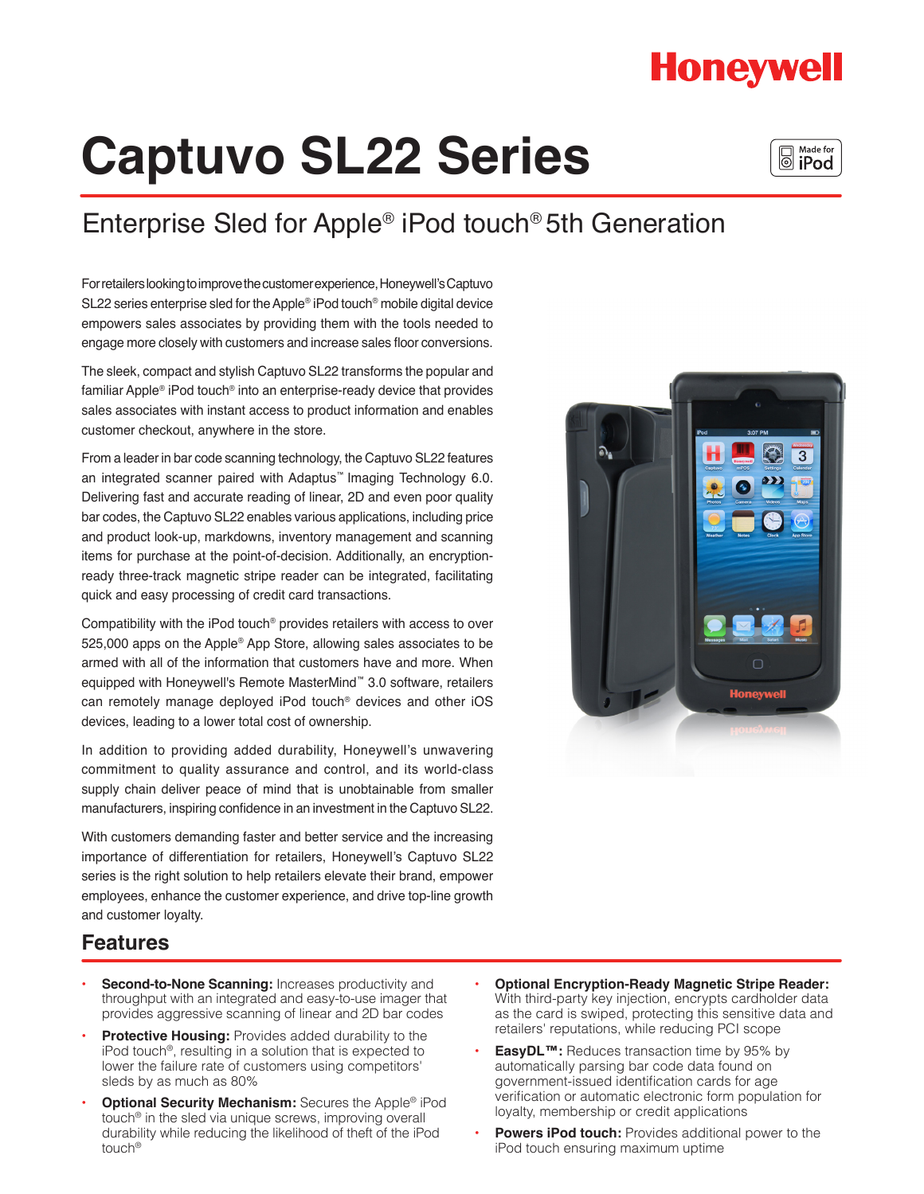Honeywell

# Captuvo SL22 Series

Made for iPod

## Enterprise Sled for Apple® iPod touch® 5th Generation

For retailers looking to improve the customer experience, Honeywell's Captuvo SL22 series enterprise sled for the Apple® iPod touch® mobile digital device empowers sales associates by providing them with the tools needed to engage more closely with customers and increase sales floor conversions.

The sleek, compact and stylish Captuvo SL22 transforms the popular and familiar Apple® iPod touch® into an enterprise-ready device that provides sales associates with instant access to product information and enables customer checkout, anywhere in the store.

From a leader in bar code scanning technology, the Captuvo SL22 features an integrated scanner paired with Adaptus™ Imaging Technology 6.0. Delivering fast and accurate reading of linear, 2D and even poor quality bar codes, the Captuvo SL22 enables various applications, including price and product look-up, markdowns, inventory management and scanning items for purchase at the point-of-decision. Additionally, an encryption-ready three-track magnetic stripe reader can be integrated, facilitating quick and easy processing of credit card transactions.

Compatibility with the iPod touch® provides retailers with access to over 525,000 apps on the Apple® App Store, allowing sales associates to be armed with all of the information that customers have and more. When equipped with Honeywell's Remote MasterMind™ 3.0 software, retailers can remotely manage deployed iPod touch® devices and other iOS devices, leading to a lower total cost of ownership.

In addition to providing added durability, Honeywell's unwavering commitment to quality assurance and control, and its world-class supply chain deliver peace of mind that is unobtainable from smaller manufacturers, inspiring confidence in an investment in the Captuvo SL22.

With customers demanding faster and better service and the increasing importance of differentiation for retailers, Honeywell's Captuvo SL22 series is the right solution to help retailers elevate their brand, empower employees, enhance the customer experience, and drive top-line growth and customer loyalty.

## Features

- **Second-to-None Scanning:** Increases productivity and throughput with an integrated and easy-to-use imager that provides aggressive scanning of linear and 2D bar codes
- **Protective Housing:** Provides added durability to the iPod touch®, resulting in a solution that is expected to lower the failure rate of customers using competitors' sleds by as much as 80%
- **Optional Security Mechanism:** Secures the Apple® iPod touch® in the sled via unique screws, improving overall durability while reducing the likelihood of theft of the iPod touch®
- **Optional Encryption-Ready Magnetic Stripe Reader:** With third-party key injection, encrypts cardholder data as the card is swiped, protecting this sensitive data and retailers' reputations, while reducing PCI scope
- **EasyDL™:** Reduces transaction time by 95% by automatically parsing bar code data found on government-issued identification cards for age verification or automatic electronic form population for loyalty, membership or credit applications
- **Powers iPod touch:** Provides additional power to the iPod touch ensuring maximum uptime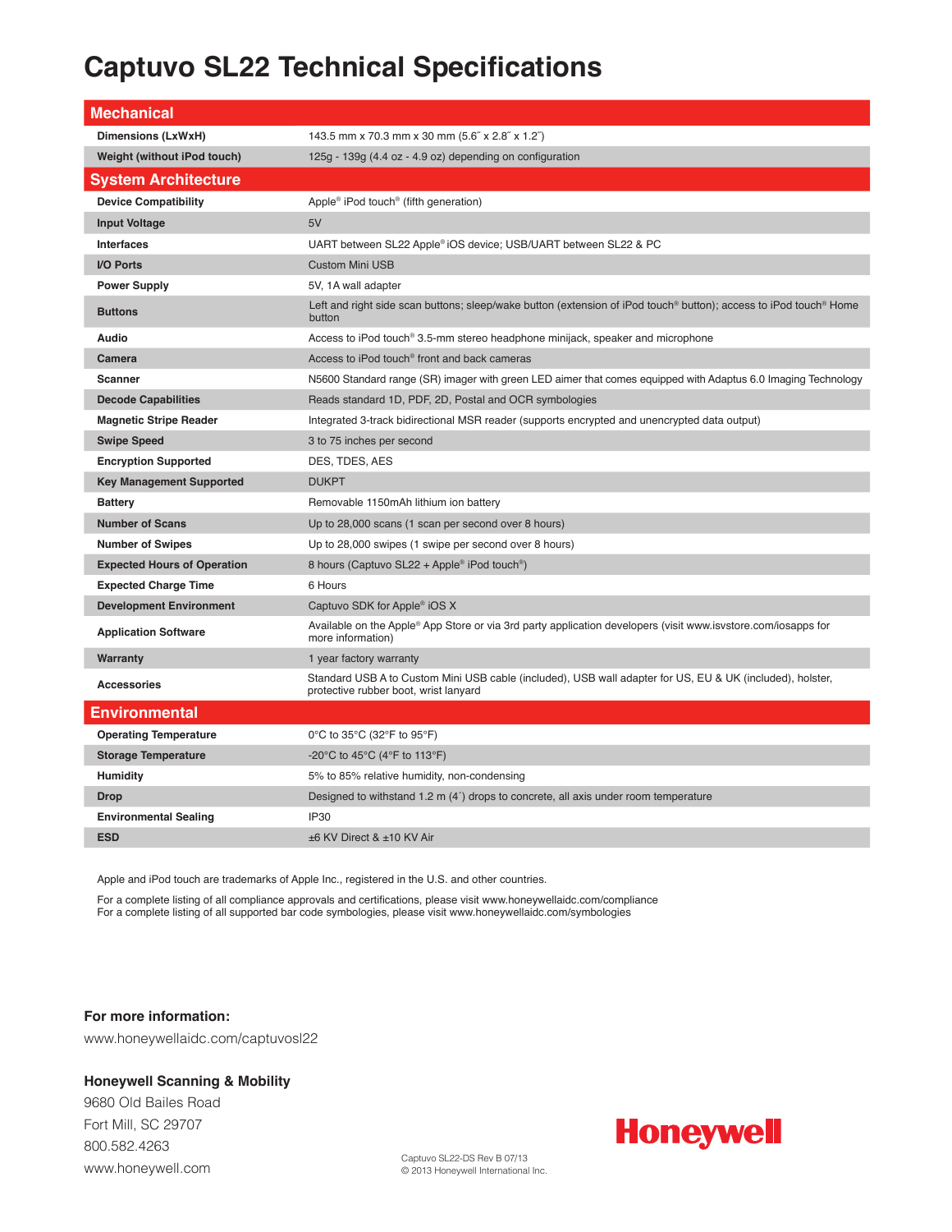# Captuvo SL22 Technical Specifications

| | |
|---|---|
| **Mechanical** | |
| **Dimensions (LxWxH)** | 143.5 mm x 70.3 mm x 30 mm (5.6˝ x 2.8˝ x 1.2˝) |
| **Weight (without iPod touch)** | 125g - 139g (4.4 oz - 4.9 oz) depending on configuration |
| **System Architecture** | |
| **Device Compatibility** | Apple® iPod touch® (fifth generation) |
| **Input Voltage** | 5V |
| **Interfaces** | UART between SL22 Apple® iOS device; USB/UART between SL22 & PC |
| **I/O Ports** | Custom Mini USB |
| **Power Supply** | 5V, 1A wall adapter |
| **Buttons** | Left and right side scan buttons; sleep/wake button (extension of iPod touch® button); access to iPod touch® Home button |
| **Audio** | Access to iPod touch® 3.5-mm stereo headphone minijack, speaker and microphone |
| **Camera** | Access to iPod touch® front and back cameras |
| **Scanner** | N5600 Standard range (SR) imager with green LED aimer that comes equipped with Adaptus 6.0 Imaging Technology |
| **Decode Capabilities** | Reads standard 1D, PDF, 2D, Postal and OCR symbologies |
| **Magnetic Stripe Reader** | Integrated 3-track bidirectional MSR reader (supports encrypted and unencrypted data output) |
| **Swipe Speed** | 3 to 75 inches per second |
| **Encryption Supported** | DES, TDES, AES |
| **Key Management Supported** | DUKPT |
| **Battery** | Removable 1150mAh lithium ion battery |
| **Number of Scans** | Up to 28,000 scans (1 scan per second over 8 hours) |
| **Number of Swipes** | Up to 28,000 swipes (1 swipe per second over 8 hours) |
| **Expected Hours of Operation** | 8 hours (Captuvo SL22 + Apple® iPod touch®) |
| **Expected Charge Time** | 6 Hours |
| **Development Environment** | Captuvo SDK for Apple® iOS X |
| **Application Software** | Available on the Apple® App Store or via 3rd party application developers (visit www.isvstore.com/iosapps for more information) |
| **Warranty** | 1 year factory warranty |
| **Accessories** | Standard USB A to Custom Mini USB cable (included), USB wall adapter for US, EU & UK (included), holster, protective rubber boot, wrist lanyard |
| **Environmental** | |
| **Operating Temperature** | 0°C to 35°C (32°F to 95°F) |
| **Storage Temperature** | -20°C to 45°C (4°F to 113°F) |
| **Humidity** | 5% to 85% relative humidity, non-condensing |
| **Drop** | Designed to withstand 1.2 m (4´) drops to concrete, all axis under room temperature |
| **Environmental Sealing** | IP30 |
| **ESD** | ±6 KV Direct & ±10 KV Air |

Apple and iPod touch are trademarks of Apple Inc., registered in the U.S. and other countries.

For a complete listing of all compliance approvals and certifications, please visit www.honeywellaidc.com/compliance
For a complete listing of all supported bar code symbologies, please visit www.honeywellaidc.com/symbologies

**For more information:**

www.honeywellaidc.com/captuvosl22

**Honeywell Scanning & Mobility**
9680 Old Bailes Road
Fort Mill, SC 29707
800.582.4263
www.honeywell.com

Captuvo SL22-DS Rev B 07/13
© 2013 Honeywell International Inc.

Honeywell